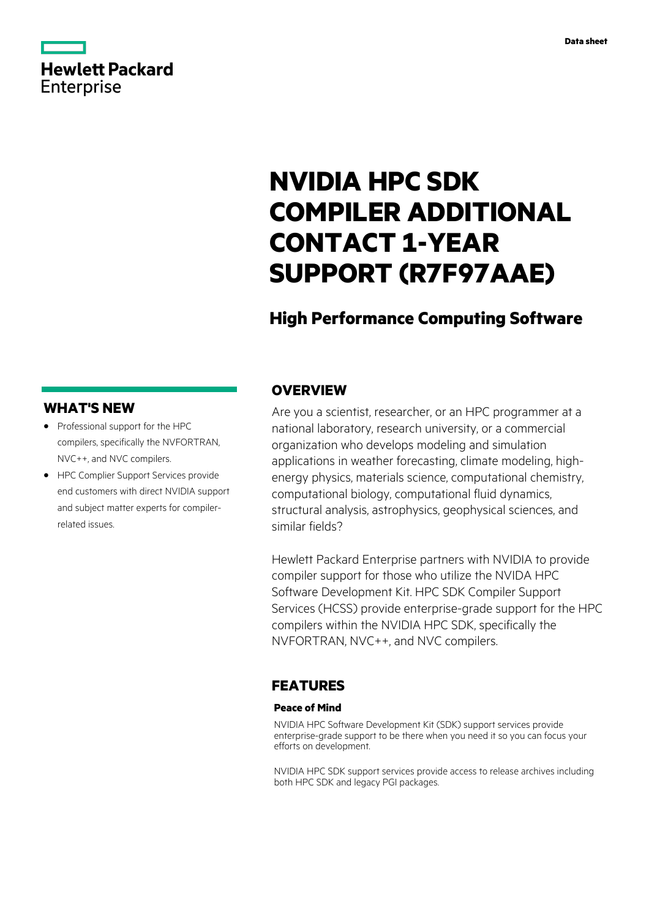Data sheet

# NVIDIA HPC SDK COMPILER ADDITIONAL CONTACT 1-YEAR SUPPORT (R7F97AAE)

## High Performance Computing Software

## WHAT'S NEW

- Professional support for the HPC compilers, specifically the NVFORTRAN, NVC++, and NVC compilers.
- HPC Complier Support Services provide end customers with direct NVIDIA support and subject matter experts for compiler-related issues.

## OVERVIEW

Are you a scientist, researcher, or an HPC programmer at a national laboratory, research university, or a commercial organization who develops modeling and simulation applications in weather forecasting, climate modeling, high-energy physics, materials science, computational chemistry, computational biology, computational fluid dynamics, structural analysis, astrophysics, geophysical sciences, and similar fields?

Hewlett Packard Enterprise partners with NVIDIA to provide compiler support for those who utilize the NVIDA HPC Software Development Kit. HPC SDK Compiler Support Services (HCSS) provide enterprise-grade support for the HPC compilers within the NVIDIA HPC SDK, specifically the NVFORTRAN, NVC++, and NVC compilers.

## FEATURES

### Peace of Mind

NVIDIA HPC Software Development Kit (SDK) support services provide enterprise-grade support to be there when you need it so you can focus your efforts on development.

NVIDIA HPC SDK support services provide access to release archives including both HPC SDK and legacy PGI packages.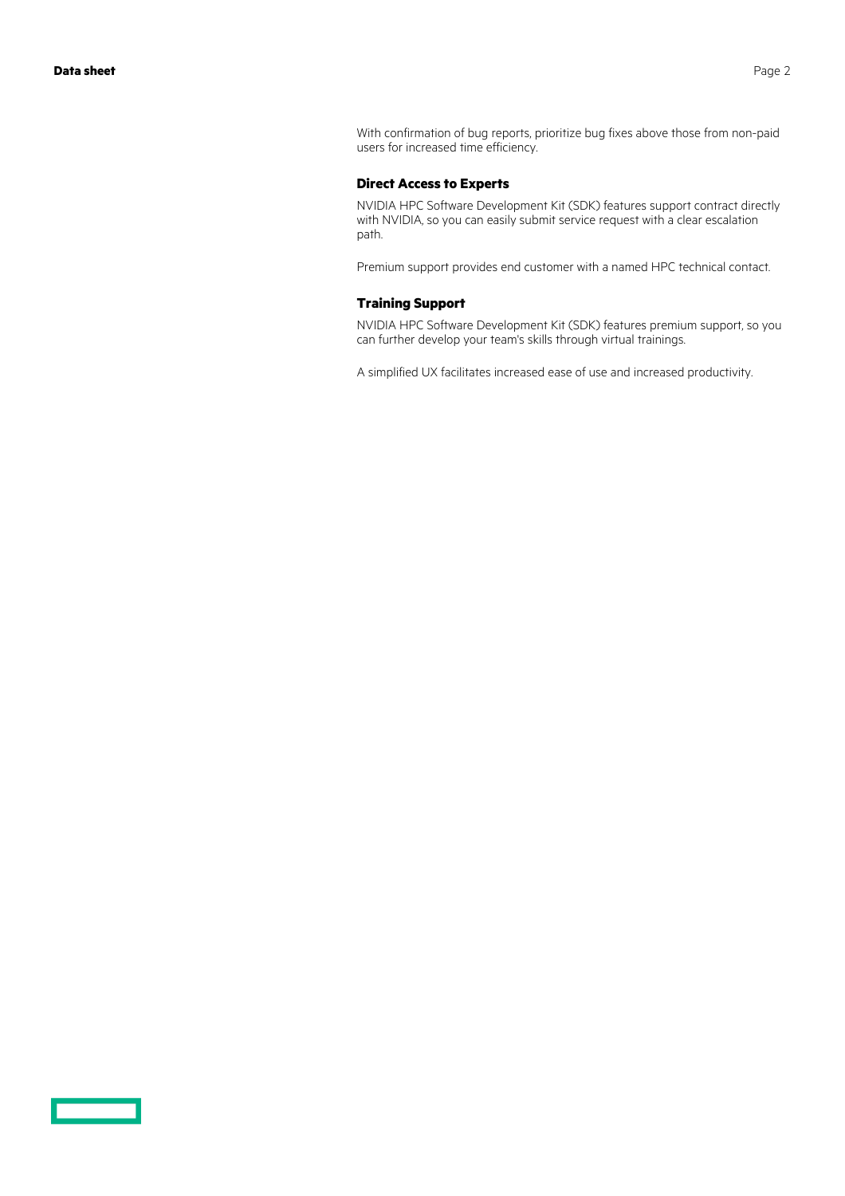With confirmation of bug reports, prioritize bug fixes above those from non-paid users for increased time efficiency.

### Direct Access to Experts

NVIDIA HPC Software Development Kit (SDK) features support contract directly with NVIDIA, so you can easily submit service request with a clear escalation path.

Premium support provides end customer with a named HPC technical contact.

### Training Support

NVIDIA HPC Software Development Kit (SDK) features premium support, so you can further develop your team's skills through virtual trainings.

A simplified UX facilitates increased ease of use and increased productivity.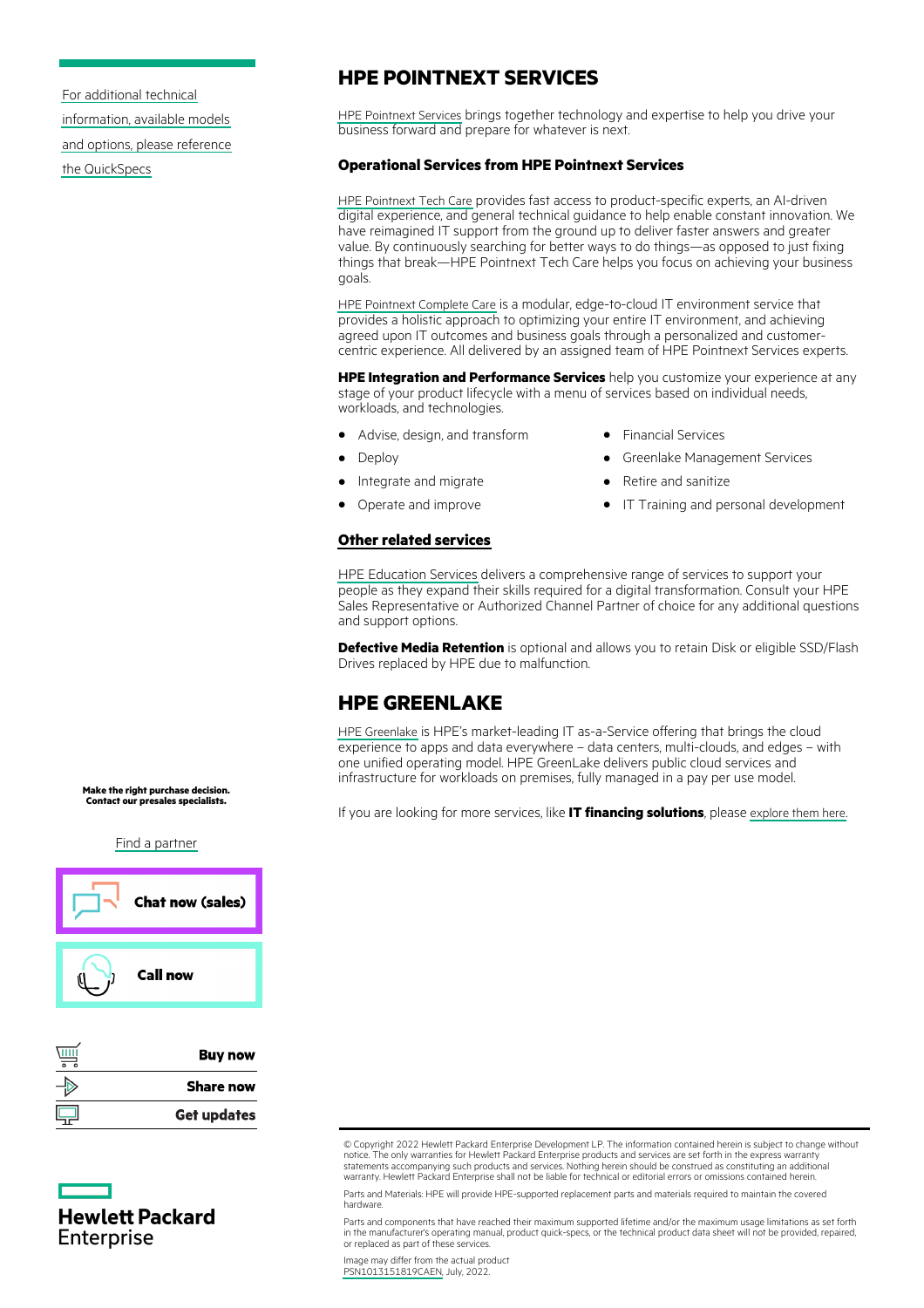For additional technical information, available models and options, please reference the QuickSpecs

## HPE POINTNEXT SERVICES

HPE Pointnext Services brings together technology and expertise to help you drive your business forward and prepare for whatever is next.

### Operational Services from HPE Pointnext Services

HPE Pointnext Tech Care provides fast access to product-specific experts, an AI-driven digital experience, and general technical guidance to help enable constant innovation. We have reimagined IT support from the ground up to deliver faster answers and greater value. By continuously searching for better ways to do things—as opposed to just fixing things that break—HPE Pointnext Tech Care helps you focus on achieving your business goals.

HPE Pointnext Complete Care is a modular, edge-to-cloud IT environment service that provides a holistic approach to optimizing your entire IT environment, and achieving agreed upon IT outcomes and business goals through a personalized and customer-centric experience. All delivered by an assigned team of HPE Pointnext Services experts.

**HPE Integration and Performance Services** help you customize your experience at any stage of your product lifecycle with a menu of services based on individual needs, workloads, and technologies.

- Advise, design, and transform
- Deploy
- Integrate and migrate
- Operate and improve
- Financial Services
- Greenlake Management Services
- Retire and sanitize
- IT Training and personal development

### Other related services

HPE Education Services delivers a comprehensive range of services to support your people as they expand their skills required for a digital transformation. Consult your HPE Sales Representative or Authorized Channel Partner of choice for any additional questions and support options.

**Defective Media Retention** is optional and allows you to retain Disk or eligible SSD/Flash Drives replaced by HPE due to malfunction.

## HPE GREENLAKE

HPE Greenlake is HPE's market-leading IT as-a-Service offering that brings the cloud experience to apps and data everywhere – data centers, multi-clouds, and edges – with one unified operating model. HPE GreenLake delivers public cloud services and infrastructure for workloads on premises, fully managed in a pay per use model.

If you are looking for more services, like **IT financing solutions**, please explore them here.

**Make the right purchase decision. Contact our presales specialists.**

Find a partner

**Chat now (sales)**

**Call now**

**Buy now**

**Share now**

**Get updates**

Hewlett Packard Enterprise

© Copyright 2022 Hewlett Packard Enterprise Development LP. The information contained herein is subject to change without notice. The only warranties for Hewlett Packard Enterprise products and services are set forth in the express warranty statements accompanying such products and services. Nothing herein should be construed as constituting an additional warranty. Hewlett Packard Enterprise shall not be liable for technical or editorial errors or omissions contained herein.

Parts and Materials: HPE will provide HPE-supported replacement parts and materials required to maintain the covered hardware.

Parts and components that have reached their maximum supported lifetime and/or the maximum usage limitations as set forth in the manufacturer's operating manual, product quick-specs, or the technical product data sheet will not be provided, repaired, or replaced as part of these services.

Image may differ from the actual product

PSN1013151819CAEN, July, 2022.